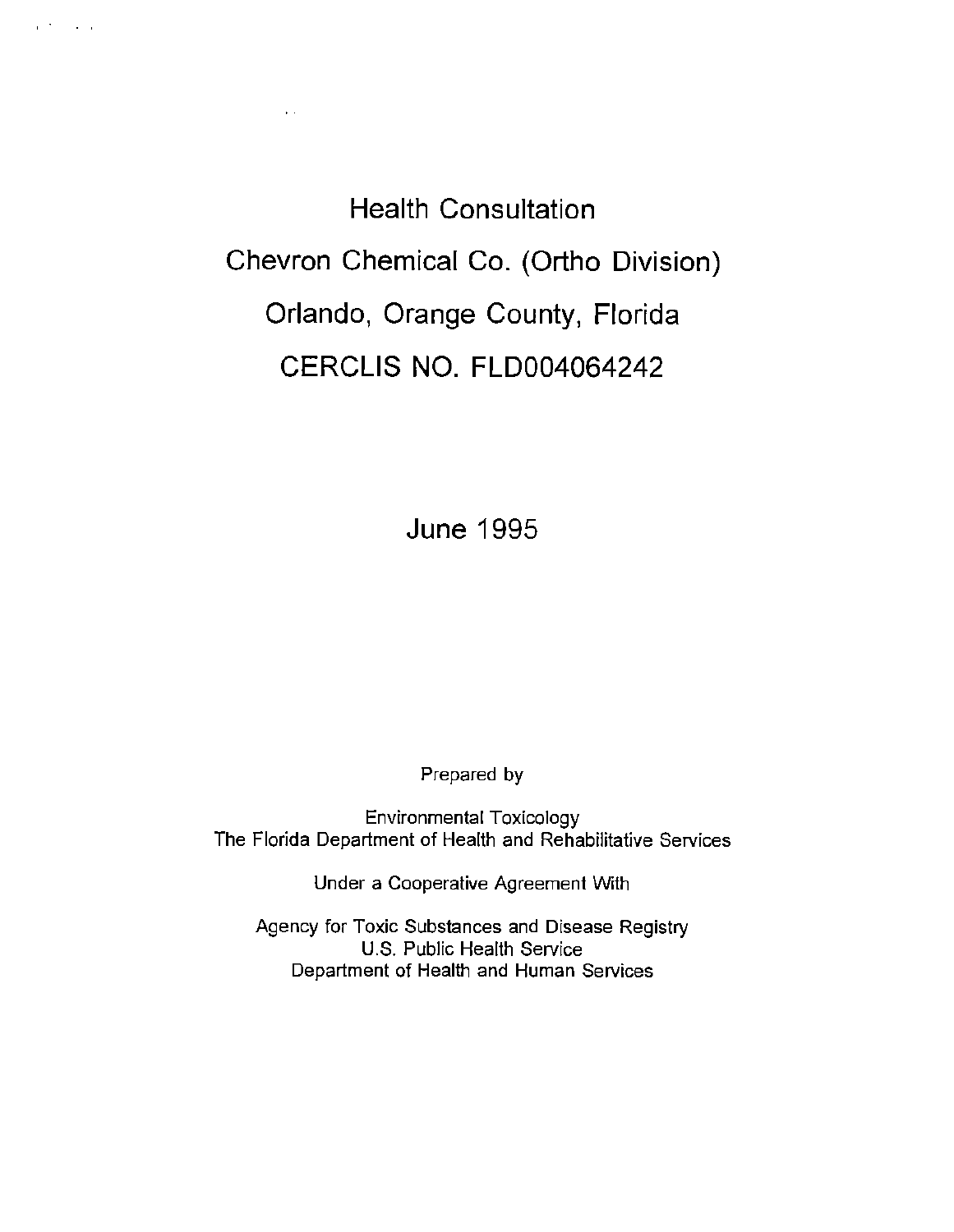# Health Consultation

# Chevron Chemical Co. (Ortho Division)

# Orlando, Orange County, Florida

# CERCLIS NO. FLD004064242

June 1995

Prepared by

Environmental Toxicology
The Florida Department of Health and Rehabilitative Services

Under a Cooperative Agreement With

Agency for Toxic Substances and Disease Registry
U.S. Public Health Service
Department of Health and Human Services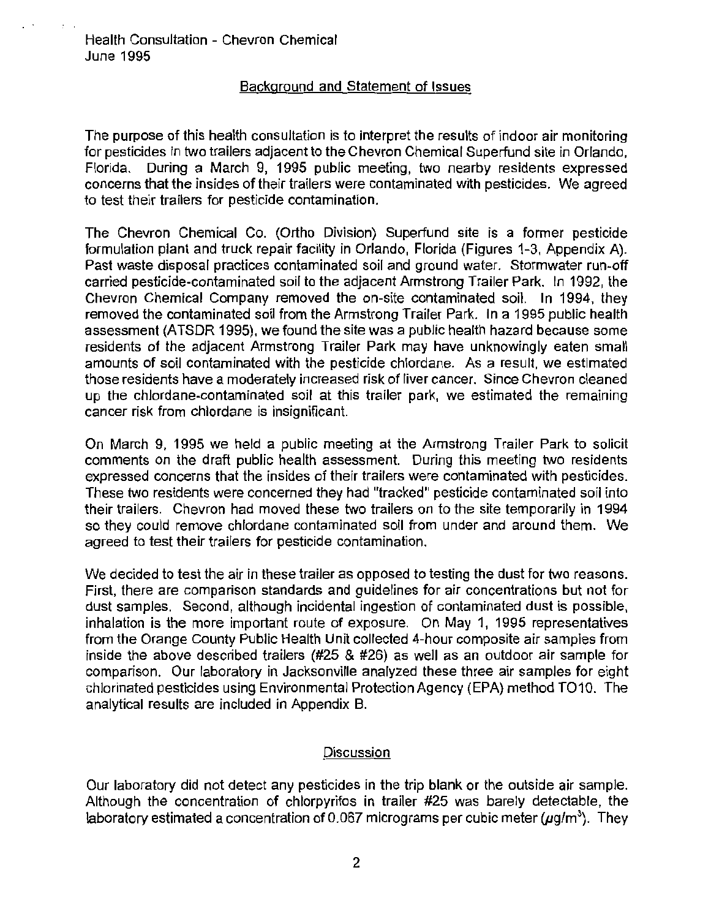## Background and Statement of Issues

The purpose of this health consultation is to interpret the results of indoor air monitoring for pesticides in two trailers adjacent to the Chevron Chemical Superfund site in Orlando, Florida. During a March 9, 1995 public meeting, two nearby residents expressed concerns that the insides of their trailers were contaminated with pesticides. We agreed to test their trailers for pesticide contamination.

The Chevron Chemical Co. (Ortho Division) Superfund site is a former pesticide formulation plant and truck repair facility in Orlando, Florida (Figures 1-3, Appendix A). Past waste disposal practices contaminated soil and ground water. Stormwater run-off carried pesticide-contaminated soil to the adjacent Armstrong Trailer Park. In 1992, the Chevron Chemical Company removed the on-site contaminated soil. In 1994, they removed the contaminated soil from the Armstrong Trailer Park. In a 1995 public health assessment (ATSDR 1995), we found the site was a public health hazard because some residents of the adjacent Armstrong Trailer Park may have unknowingly eaten small amounts of soil contaminated with the pesticide chlordane. As a result, we estimated those residents have a moderately increased risk of liver cancer. Since Chevron cleaned up the chlordane-contaminated soil at this trailer park, we estimated the remaining cancer risk from chlordane is insignificant.

On March 9, 1995 we held a public meeting at the Armstrong Trailer Park to solicit comments on the draft public health assessment. During this meeting two residents expressed concerns that the insides of their trailers were contaminated with pesticides. These two residents were concerned they had "tracked" pesticide contaminated soil into their trailers. Chevron had moved these two trailers on to the site temporarily in 1994 so they could remove chlordane contaminated soil from under and around them. We agreed to test their trailers for pesticide contamination.

We decided to test the air in these trailer as opposed to testing the dust for two reasons. First, there are comparison standards and guidelines for air concentrations but not for dust samples. Second, although incidental ingestion of contaminated dust is possible, inhalation is the more important route of exposure. On May 1, 1995 representatives from the Orange County Public Health Unit collected 4-hour composite air samples from inside the above described trailers (#25 & #26) as well as an outdoor air sample for comparison. Our laboratory in Jacksonville analyzed these three air samples for eight chlorinated pesticides using Environmental Protection Agency (EPA) method TO10. The analytical results are included in Appendix B.

## Discussion

Our laboratory did not detect any pesticides in the trip blank or the outside air sample. Although the concentration of chlorpyrifos in trailer #25 was barely detectable, the laboratory estimated a concentration of 0.067 micrograms per cubic meter ($\mu g/m^3$). They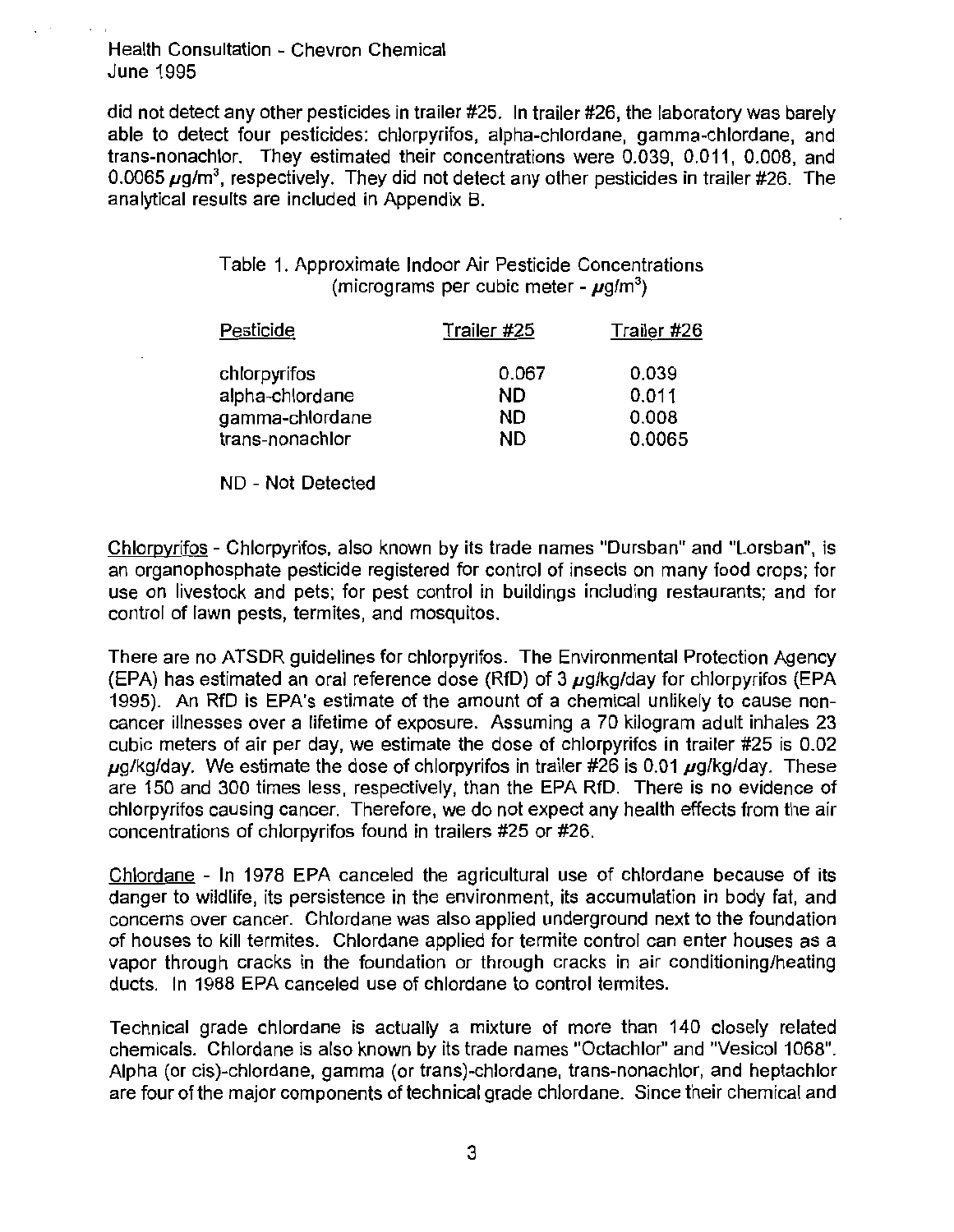did not detect any other pesticides in trailer #25. In trailer #26, the laboratory was barely able to detect four pesticides: chlorpyrifos, alpha-chlordane, gamma-chlordane, and trans-nonachlor. They estimated their concentrations were 0.039, 0.011, 0.008, and 0.0065 $\mu g/m^3$, respectively. They did not detect any other pesticides in trailer #26. The analytical results are included in Appendix B.

Table 1. Approximate Indoor Air Pesticide Concentrations (micrograms per cubic meter - $\mu g/m^3$)

| Pesticide | Trailer #25 | Trailer #26 |
|---|---|---|
| chlorpyrifos | 0.067 | 0.039 |
| alpha-chlordane | ND | 0.011 |
| gamma-chlordane | ND | 0.008 |
| trans-nonachlor | ND | 0.0065 |

ND - Not Detected

Chlorpyrifos - Chlorpyrifos, also known by its trade names "Dursban" and "Lorsban", is an organophosphate pesticide registered for control of insects on many food crops; for use on livestock and pets; for pest control in buildings including restaurants; and for control of lawn pests, termites, and mosquitos.

There are no ATSDR guidelines for chlorpyrifos. The Environmental Protection Agency (EPA) has estimated an oral reference dose (RfD) of 3 $\mu g/kg/day$ for chlorpyrifos (EPA 1995). An RfD is EPA's estimate of the amount of a chemical unlikely to cause non-cancer illnesses over a lifetime of exposure. Assuming a 70 kilogram adult inhales 23 cubic meters of air per day, we estimate the dose of chlorpyrifos in trailer #25 is 0.02 $\mu g/kg/day$. We estimate the dose of chlorpyrifos in trailer #26 is 0.01 $\mu g/kg/day$. These are 150 and 300 times less, respectively, than the EPA RfD. There is no evidence of chlorpyrifos causing cancer. Therefore, we do not expect any health effects from the air concentrations of chlorpyrifos found in trailers #25 or #26.

Chlordane - In 1978 EPA canceled the agricultural use of chlordane because of its danger to wildlife, its persistence in the environment, its accumulation in body fat, and concerns over cancer. Chlordane was also applied underground next to the foundation of houses to kill termites. Chlordane applied for termite control can enter houses as a vapor through cracks in the foundation or through cracks in air conditioning/heating ducts. In 1988 EPA canceled use of chlordane to control termites.

Technical grade chlordane is actually a mixture of more than 140 closely related chemicals. Chlordane is also known by its trade names "Octachlor" and "Vesicol 1068". Alpha (or cis)-chlordane, gamma (or trans)-chlordane, trans-nonachlor, and heptachlor are four of the major components of technical grade chlordane. Since their chemical and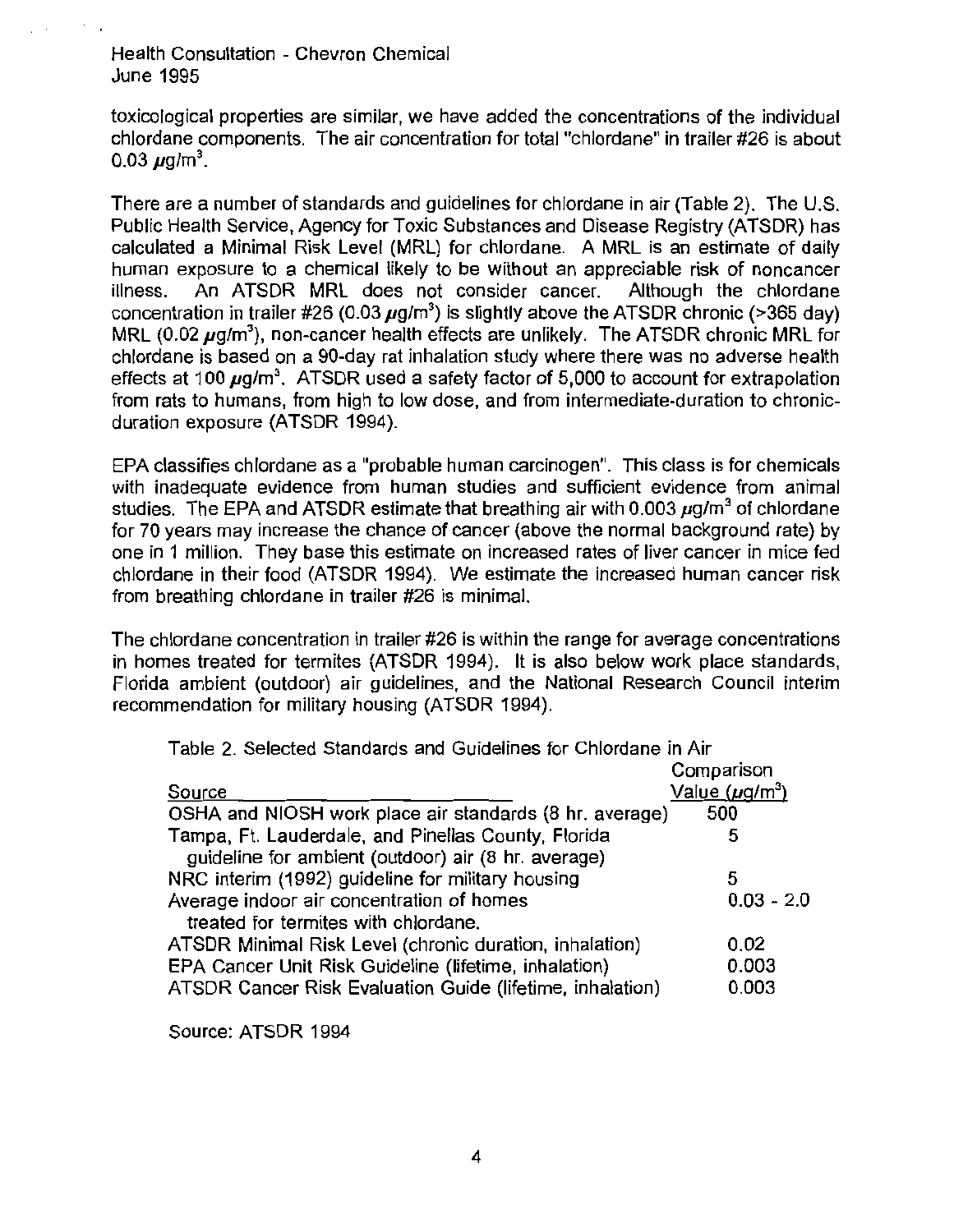toxicological properties are similar, we have added the concentrations of the individual chlordane components. The air concentration for total "chlordane" in trailer #26 is about 0.03 $\mu g/m^3$.

There are a number of standards and guidelines for chlordane in air (Table 2). The U.S. Public Health Service, Agency for Toxic Substances and Disease Registry (ATSDR) has calculated a Minimal Risk Level (MRL) for chlordane. A MRL is an estimate of daily human exposure to a chemical likely to be without an appreciable risk of noncancer illness. An ATSDR MRL does not consider cancer. Although the chlordane concentration in trailer #26 (0.03 $\mu g/m^3$) is slightly above the ATSDR chronic (>365 day) MRL (0.02 $\mu g/m^3$), non-cancer health effects are unlikely. The ATSDR chronic MRL for chlordane is based on a 90-day rat inhalation study where there was no adverse health effects at 100 $\mu g/m^3$. ATSDR used a safety factor of 5,000 to account for extrapolation from rats to humans, from high to low dose, and from intermediate-duration to chronic-duration exposure (ATSDR 1994).

EPA classifies chlordane as a "probable human carcinogen". This class is for chemicals with inadequate evidence from human studies and sufficient evidence from animal studies. The EPA and ATSDR estimate that breathing air with 0.003 $\mu g/m^3$ of chlordane for 70 years may increase the chance of cancer (above the normal background rate) by one in 1 million. They base this estimate on increased rates of liver cancer in mice fed chlordane in their food (ATSDR 1994). We estimate the increased human cancer risk from breathing chlordane in trailer #26 is minimal.

The chlordane concentration in trailer #26 is within the range for average concentrations in homes treated for termites (ATSDR 1994). It is also below work place standards, Florida ambient (outdoor) air guidelines, and the National Research Council interim recommendation for military housing (ATSDR 1994).

Table 2. Selected Standards and Guidelines for Chlordane in Air

| Source | Comparison Value ($\mu g/m^3$) |
|---|---|
| OSHA and NIOSH work place air standards (8 hr. average) | 500 |
| Tampa, Ft. Lauderdale, and Pinellas County, Florida guideline for ambient (outdoor) air (8 hr. average) | 5 |
| NRC interim (1992) guideline for military housing | 5 |
| Average indoor air concentration of homes treated for termites with chlordane. | 0.03 - 2.0 |
| ATSDR Minimal Risk Level (chronic duration, inhalation) | 0.02 |
| EPA Cancer Unit Risk Guideline (lifetime, inhalation) | 0.003 |
| ATSDR Cancer Risk Evaluation Guide (lifetime, inhalation) | 0.003 |

Source: ATSDR 1994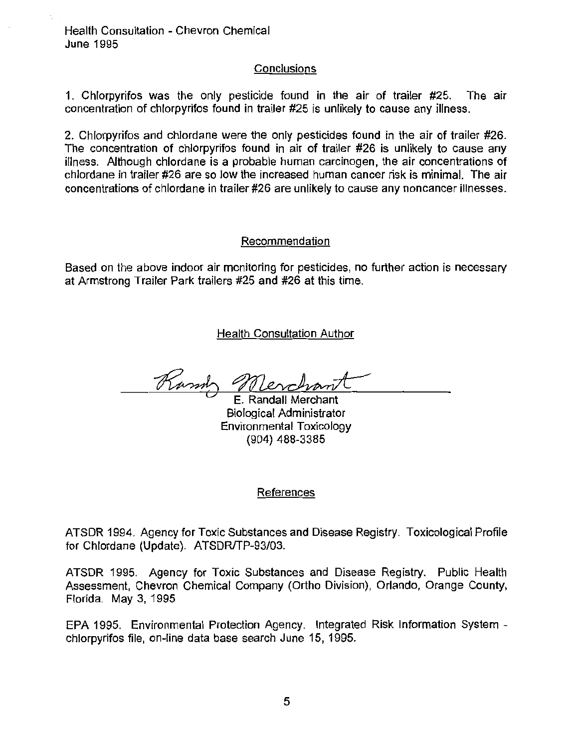## Conclusions

1. Chlorpyrifos was the only pesticide found in the air of trailer #25. The air concentration of chlorpyrifos found in trailer #25 is unlikely to cause any illness.

2. Chlorpyrifos and chlordane were the only pesticides found in the air of trailer #26. The concentration of chlorpyrifos found in air of trailer #26 is unlikely to cause any illness. Although chlordane is a probable human carcinogen, the air concentrations of chlordane in trailer #26 are so low the increased human cancer risk is minimal. The air concentrations of chlordane in trailer #26 are unlikely to cause any noncancer illnesses.

## Recommendation

Based on the above indoor air monitoring for pesticides, no further action is necessary at Armstrong Trailer Park trailers #25 and #26 at this time.

## Health Consultation Author

Randy Merchant

E. Randall Merchant
Biological Administrator
Environmental Toxicology
(904) 488-3385

## References

ATSDR 1994. Agency for Toxic Substances and Disease Registry. Toxicological Profile for Chlordane (Update). ATSDR/TP-93/03.

ATSDR 1995. Agency for Toxic Substances and Disease Registry. Public Health Assessment, Chevron Chemical Company (Ortho Division), Orlando, Orange County, Florida. May 3, 1995

EPA 1995. Environmental Protection Agency. Integrated Risk Information System - chlorpyrifos file, on-line data base search June 15, 1995.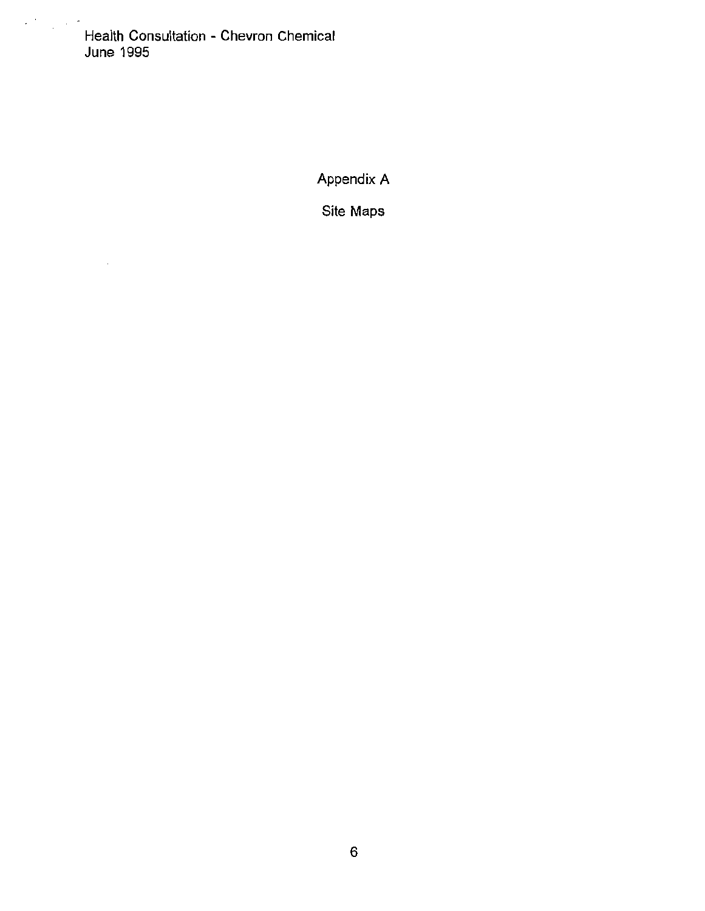# Appendix A

## Site Maps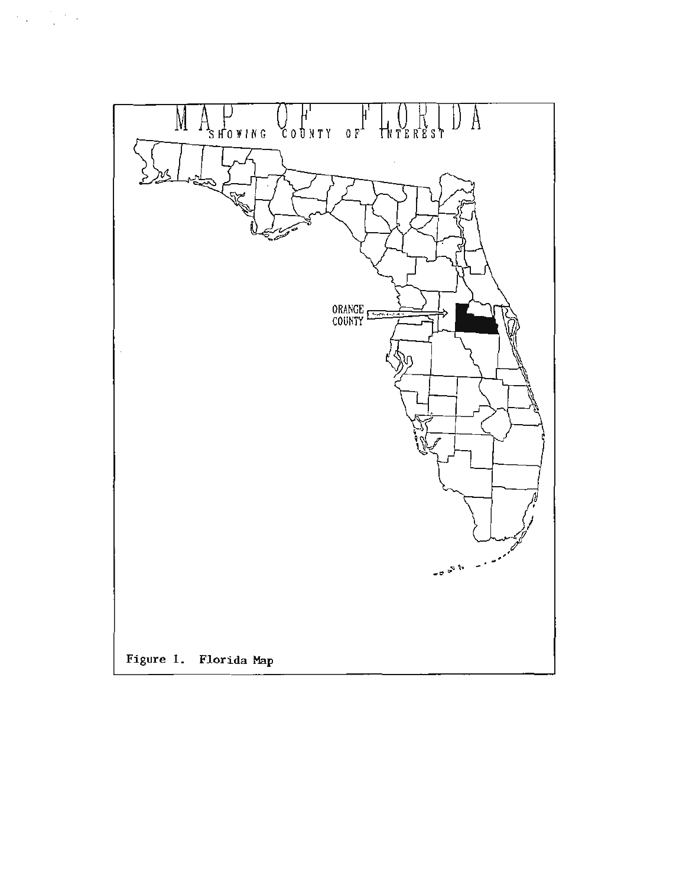MAP OF FLORIDA

SHOWING COUNTY OF INTEREST

ORANGE COUNTY

Figure 1. Florida Map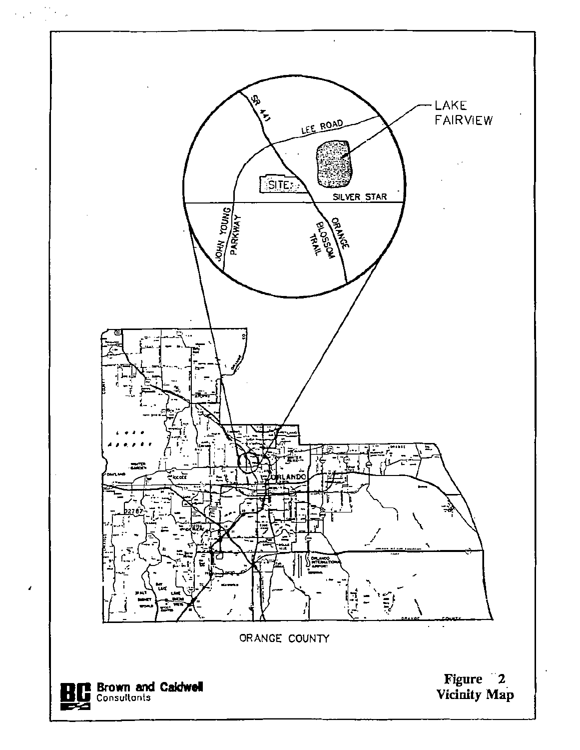LAKE FAIRVIEW

LEE ROAD

SR 441

SITE

SILVER STAR

JOHN YOUNG PARKWAY

ORANGE BLOSSOM TRAIL

ORLANDO

ORANGE COUNTY

Brown and Caldwell Consultants

**Figure 2**
**Vicinity Map**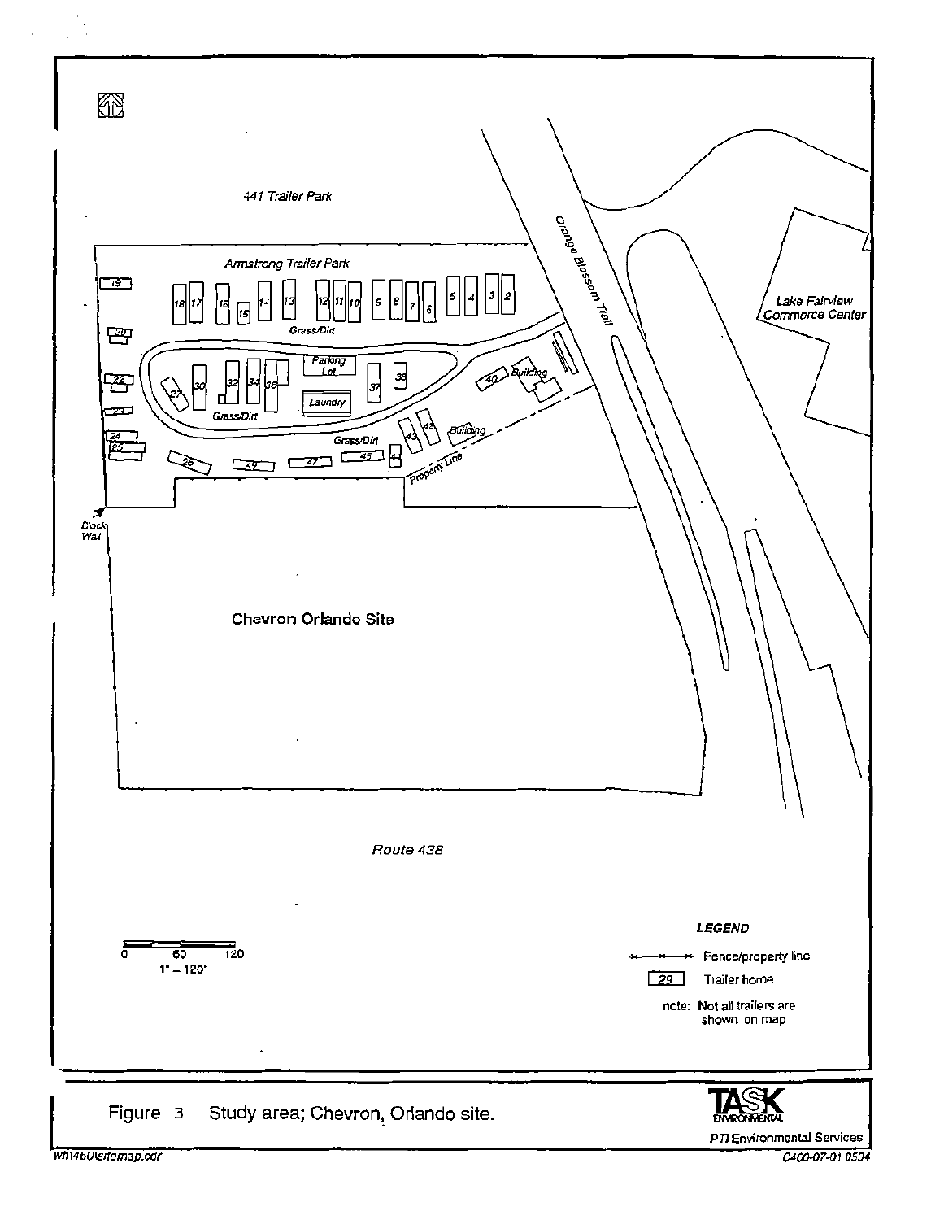441 Trailer Park

Armstrong Trailer Park

Orange Blossom Trail

Lake Fairview Commerce Center

Grass/Dirt

Parking Lot

Laundry

Building

Property Line

Block Wall

Chevron Orlando Site

Route 438

0 60 120
1" = 120'

LEGEND

Fence/property line

29 Trailer home

note: Not all trailers are shown on map

Figure 3 Study area; Chevron, Orlando site.

TASK ENVIRONMENTAL

PTI Environmental Services

wh\460\sitemap.cdr

C460-07-01 0594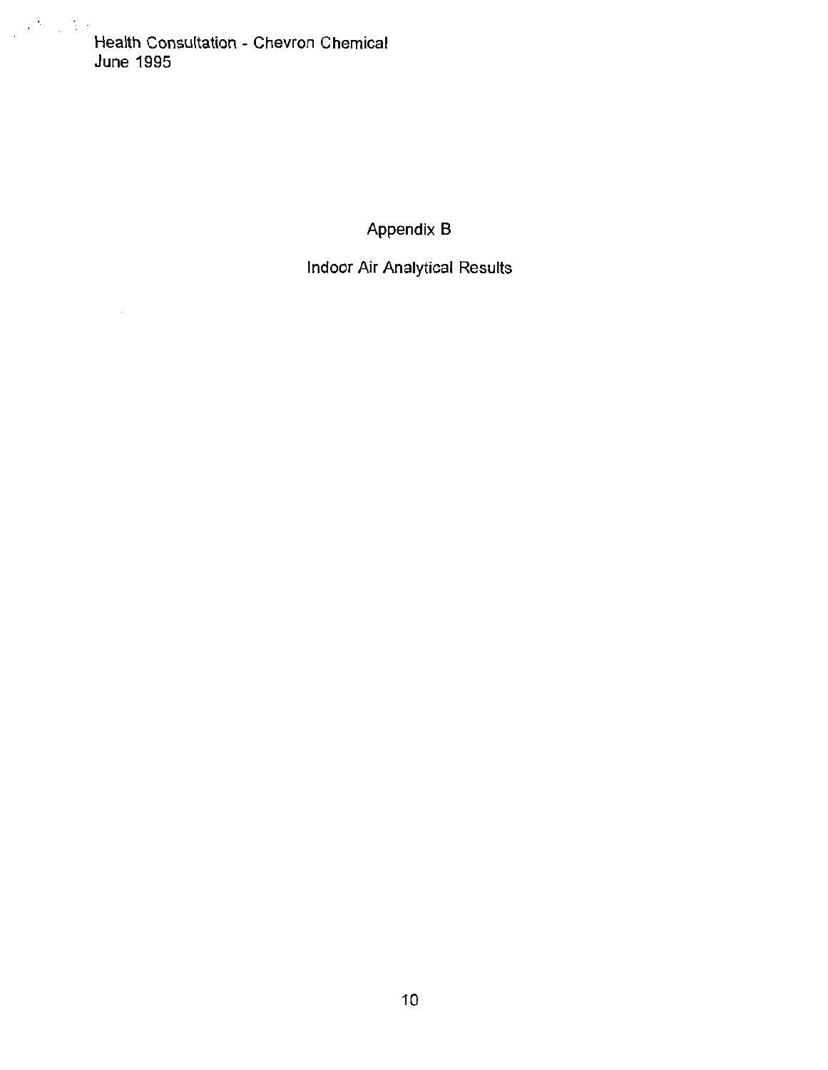# Appendix B

## Indoor Air Analytical Results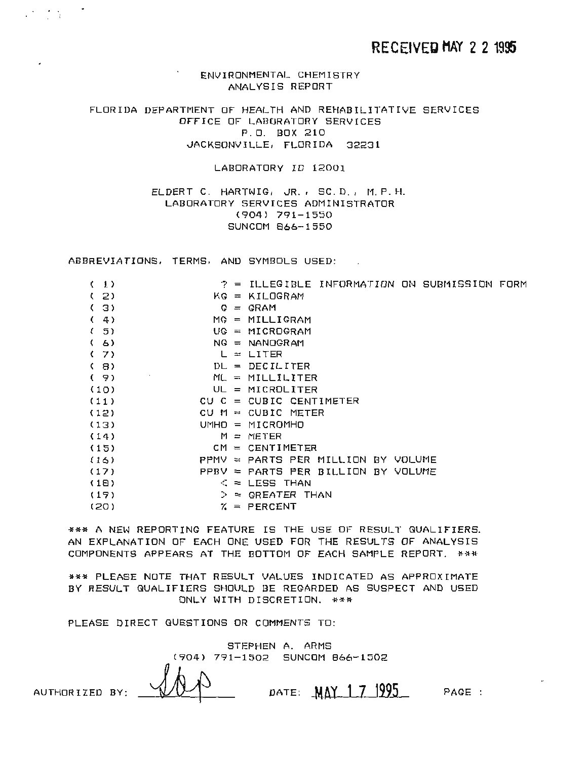RECEIVED MAY 2 2 1995

ENVIRONMENTAL CHEMISTRY
ANALYSIS REPORT

FLORIDA DEPARTMENT OF HEALTH AND REHABILITATIVE SERVICES
OFFICE OF LABORATORY SERVICES
P.O. BOX 210
JACKSONVILLE, FLORIDA 32231

LABORATORY ID 12001

ELDERT C. HARTWIG, JR., SC.D., M.P.H.
LABORATORY SERVICES ADMINISTRATOR
(904) 791-1550
SUNCOM 866-1550

ABBREVIATIONS, TERMS, AND SYMBOLS USED:

| | |
|---|---|
| ( 1) | ? = ILLEGIBLE INFORMATION ON SUBMISSION FORM |
| ( 2) | KG = KILOGRAM |
| ( 3) | G = GRAM |
| ( 4) | MG = MILLIGRAM |
| ( 5) | UG = MICROGRAM |
| ( 6) | NG = NANOGRAM |
| ( 7) | L = LITER |
| ( 8) | DL = DECILITER |
| ( 9) | ML = MILLILITER |
| (10) | UL = MICROLITER |
| (11) | CU C = CUBIC CENTIMETER |
| (12) | CU M = CUBIC METER |
| (13) | UMHO = MICROMHO |
| (14) | M = METER |
| (15) | CM = CENTIMETER |
| (16) | PPMV = PARTS PER MILLION BY VOLUME |
| (17) | PPBV = PARTS PER BILLION BY VOLUME |
| (18) | < = LESS THAN |
| (19) | > = GREATER THAN |
| (20) | % = PERCENT |

*** A NEW REPORTING FEATURE IS THE USE OF RESULT QUALIFIERS. AN EXPLANATION OF EACH ONE USED FOR THE RESULTS OF ANALYSIS COMPONENTS APPEARS AT THE BOTTOM OF EACH SAMPLE REPORT. ***

*** PLEASE NOTE THAT RESULT VALUES INDICATED AS APPROXIMATE BY RESULT QUALIFIERS SHOULD BE REGARDED AS SUSPECT AND USED ONLY WITH DISCRETION. ***

PLEASE DIRECT QUESTIONS OR COMMENTS TO:

STEPHEN A. ARMS
(904) 791-1502 SUNCOM 866-1502

AUTHORIZED BY: SAA DATE: MAY 17 1995 PAGE :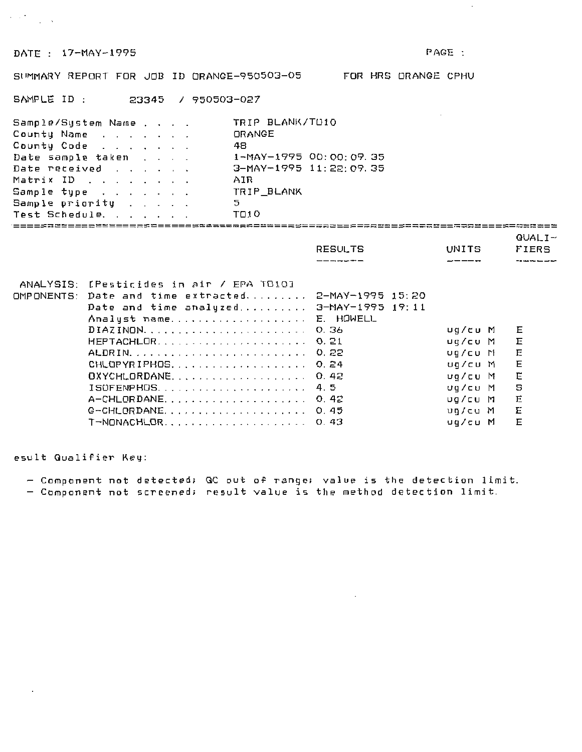DATE : 17-MAY-1995 PAGE :

SUMMARY REPORT FOR JOB ID ORANGE-950503-05 FOR HRS ORANGE CPHU

SAMPLE ID : 23345 / 950503-027

| | |
|---|---|
| Sample/System Name . . . . | TRIP BLANK/TO10 |
| County Name . . . . . . . . | ORANGE |
| County Code . . . . . . . . | 48 |
| Date sample taken . . . . | 1-MAY-1995 00:00:09.35 |
| Date received . . . . . . | 3-MAY-1995 11:22:09.35 |
| Matrix ID . . . . . . . . | AIR |
| Sample type . . . . . . . . | TRIP_BLANK |
| Sample priority . . . . . | 5 |
| Test Schedule. . . . . . . | TO10 |

| | | RESULTS | UNITS | QUALI-FIERS |
|---|---|---|---|---|
| ANALYSIS: | [Pesticides in air / EPA TO10] | | | |
| OMPONENTS: | Date and time extracted.......... | 2-MAY-1995 15:20 | | |
| | Date and time analyzed.......... | 3-MAY-1995 19:11 | | |
| | Analyst name.................... | E. HOWELL | | |
| | DIAZINON........................ | 0.36 | ug/cu M | E |
| | HEPTACHLOR...................... | 0.21 | ug/cu M | E |
| | ALDRIN.......................... | 0.22 | ug/cu M | E |
| | CHLOPYRIPHOS.................... | 0.24 | ug/cu M | E |
| | OXYCHLORDANE.................... | 0.42 | ug/cu M | E |
| | ISOFENPHOS...................... | 4.5 | ug/cu M | S |
| | A-CHLORDANE..................... | 0.42 | ug/cu M | E |
| | G-CHLORDANE..................... | 0.45 | ug/cu M | E |
| | T-NONACHLOR..................... | 0.43 | ug/cu M | E |

esult Qualifier Key:

- Component not detected; QC out of range; value is the detection limit.
- Component not screened; result value is the method detection limit.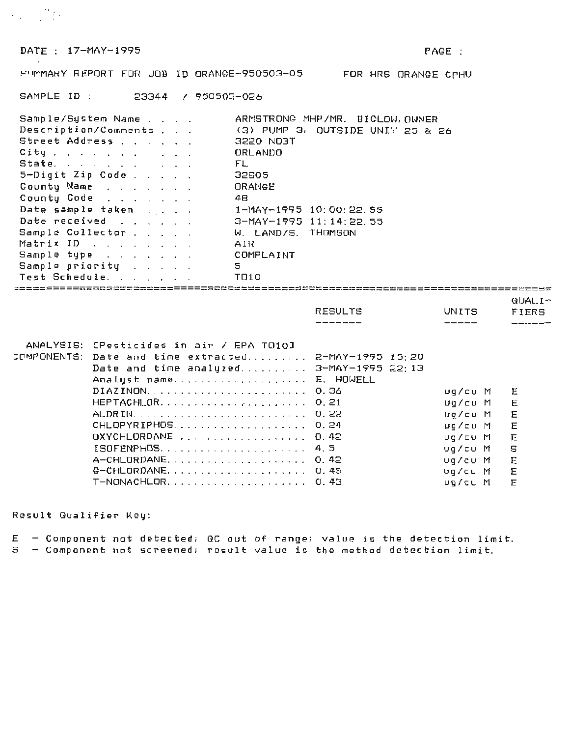DATE : 17-MAY-1995 PAGE :

SUMMARY REPORT FOR JOB ID ORANGE-950503-05 FOR HRS ORANGE CPHU

SAMPLE ID : 23344 / 950503-026

| | |
|---|---|
| Sample/System Name | ARMSTRONG MHP/MR. BIGLOW, OWNER |
| Description/Comments | (3) PUMP 3, OUTSIDE UNIT 25 & 26 |
| Street Address | 3220 NOBT |
| City | ORLANDO |
| State | FL |
| 5-Digit Zip Code | 32605 |
| County Name | ORANGE |
| County Code | 48 |
| Date sample taken | 1-MAY-1995 10:00:22.55 |
| Date received | 3-MAY-1995 11:14:22.55 |
| Sample Collector | W. LAND/S. THOMSON |
| Matrix ID | AIR |
| Sample type | COMPLAINT |
| Sample priority | 5 |
| Test Schedule | TO10 |

| | | RESULTS | UNITS | QUALIFIERS |
|---|---|---|---|---|
| ANALYSIS: | [Pesticides in air / EPA TO10] | | | |
| COMPONENTS: | Date and time extracted | 2-MAY-1995 15:20 | | |
| | Date and time analyzed | 3-MAY-1995 22:13 | | |
| | Analyst name | E. HOWELL | | |
| | DIAZINON | 0.36 | ug/cu M | E |
| | HEPTACHLOR | 0.21 | ug/cu M | E |
| | ALDRIN | 0.22 | ug/cu M | E |
| | CHLOPYRIPHOS | 0.24 | ug/cu M | E |
| | OXYCHLORDANE | 0.42 | ug/cu M | E |
| | ISOFENPHOS | 4.5 | ug/cu M | S |
| | A-CHLORDANE | 0.42 | ug/cu M | E |
| | G-CHLORDANE | 0.45 | ug/cu M | E |
| | T-NONACHLOR | 0.43 | ug/cu M | E |

Result Qualifier Key:

E - Component not detected; QC out of range; value is the detection limit.
S - Component not screened; result value is the method detection limit.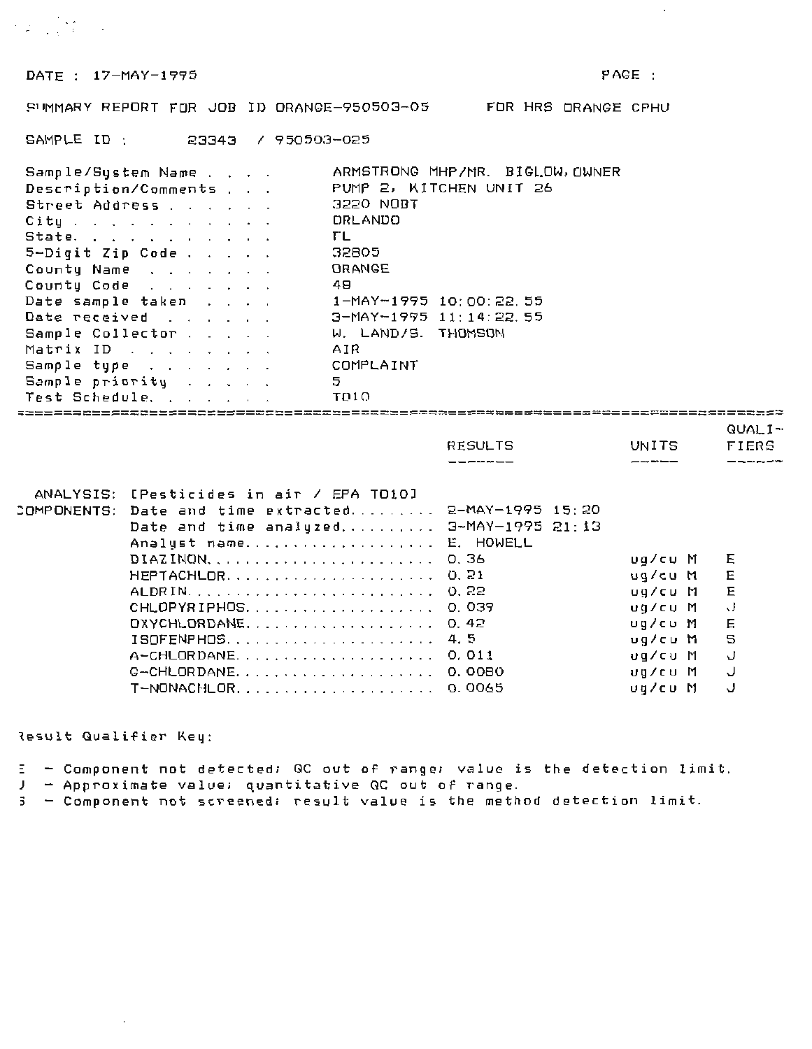DATE : 17-MAY-1995 PAGE :

SUMMARY REPORT FOR JOB ID ORANGE-950503-05 FOR HRS ORANGE CPHU

SAMPLE ID : 23343 / 950503-025

| Field | Value |
|---|---|
| Sample/System Name | ARMSTRONG MHP/MR. BIGLOW, OWNER |
| Description/Comments | PUMP 2, KITCHEN UNIT 26 |
| Street Address | 3220 NOBT |
| City | ORLANDO |
| State | FL |
| 5-Digit Zip Code | 32805 |
| County Name | ORANGE |
| County Code | 48 |
| Date sample taken | 1-MAY-1995 10:00:22.55 |
| Date received | 3-MAY-1995 11:14:22.55 |
| Sample Collector | W. LAND/S. THOMSON |
| Matrix ID | AIR |
| Sample type | COMPLAINT |
| Sample priority | 5 |
| Test Schedule | TO10 |

ANALYSIS: [Pesticides in air / EPA TO10]

COMPONENTS:

- Date and time extracted: 2-MAY-1995 15:20
- Date and time analyzed: 3-MAY-1995 21:13
- Analyst name: E. HOWELL

| Component | RESULTS | UNITS | QUALIFIERS |
|---|---|---|---|
| DIAZINON | 0.36 | ug/cu M | E |
| HEPTACHLOR | 0.21 | ug/cu M | E |
| ALDRIN | 0.22 | ug/cu M | E |
| CHLOPYRIPHOS | 0.039 | ug/cu M | J |
| OXYCHLORDANE | 0.42 | ug/cu M | E |
| ISOFENPHOS | 4.5 | ug/cu M | S |
| A-CHLORDANE | 0.011 | ug/cu M | J |
| G-CHLORDANE | 0.0080 | ug/cu M | J |
| T-NONACHLOR | 0.0065 | ug/cu M | J |

Result Qualifier Key:

E - Component not detected; QC out of range; value is the detection limit.
J - Approximate value; quantitative QC out of range.
S - Component not screened; result value is the method detection limit.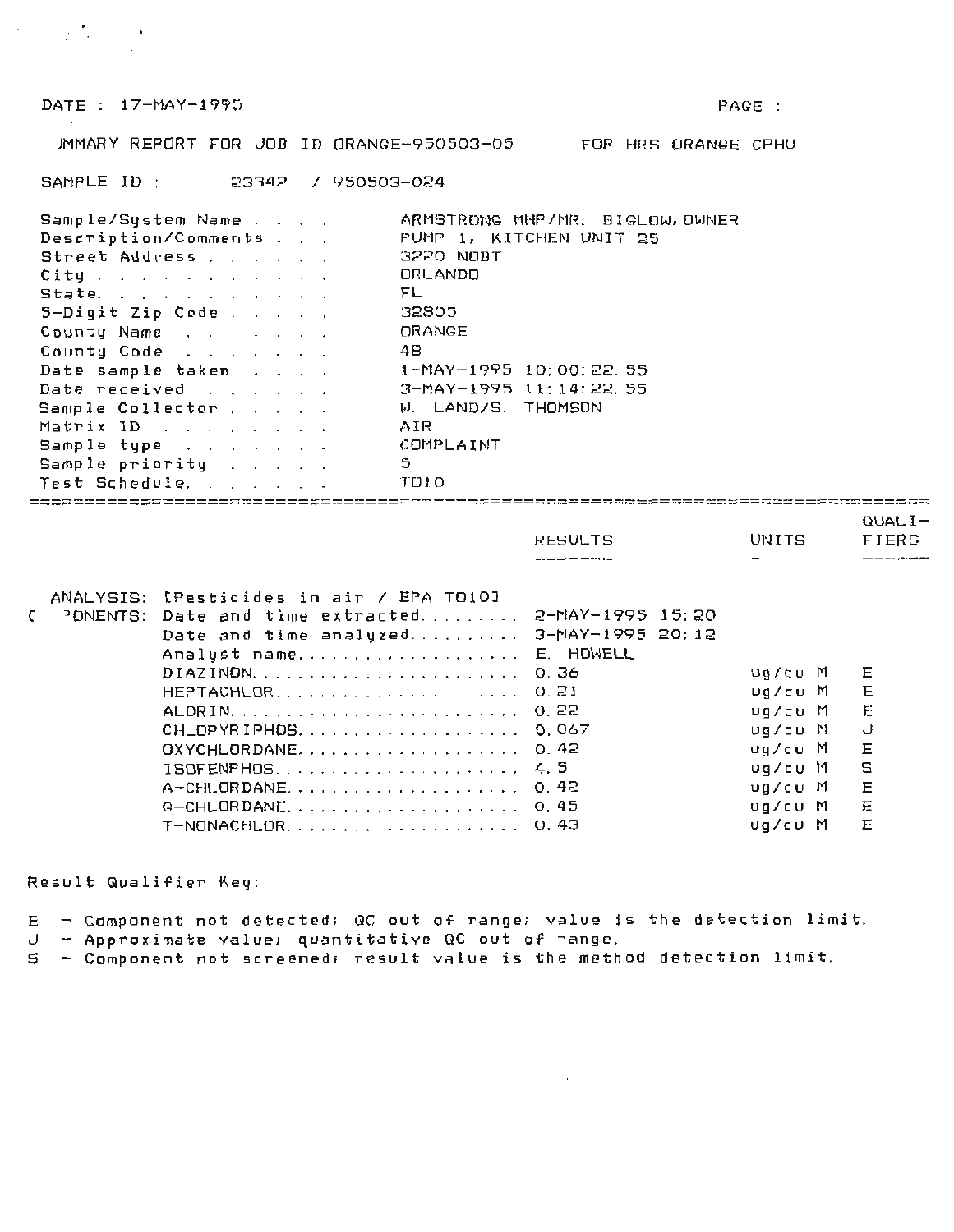DATE : 17-MAY-1995 PAGE :

JMMARY REPORT FOR JOB ID ORANGE-950503-05 FOR HRS ORANGE CPHU

SAMPLE ID : 23342 / 950503-024

| | |
|---|---|
| Sample/System Name . . . . | ARMSTRONG MHP/MR. BIGLOW, OWNER |
| Description/Comments . . . | PUMP 1, KITCHEN UNIT 25 |
| Street Address . . . . . . | 3220 NOBT |
| City . . . . . . . . . . . | ORLANDO |
| State. . . . . . . . . . . | FL |
| 5-Digit Zip Code . . . . . | 32805 |
| County Name . . . . . . . | ORANGE |
| County Code . . . . . . . | 48 |
| Date sample taken . . . . | 1-MAY-1995 10:00:22.55 |
| Date received . . . . . . | 3-MAY-1995 11:14:22.55 |
| Sample Collector . . . . . | W. LAND/S. THOMSON |
| Matrix ID . . . . . . . . | AIR |
| Sample type . . . . . . . | COMPLAINT |
| Sample priority . . . . . | 5 |
| Test Schedule. . . . . . . | TO10 |

| | | RESULTS | UNITS | QUALIFIERS |
|---|---|---|---|---|
| ANALYSIS: | [Pesticides in air / EPA TO10] | | | |
| COMPONENTS: | Date and time extracted......... | 2-MAY-1995 15:20 | | |
| | Date and time analyzed.......... | 3-MAY-1995 20:12 | | |
| | Analyst name.................... | E. HOWELL | | |
| | DIAZINON........................ | 0.36 | ug/cu M | E |
| | HEPTACHLOR...................... | 0.21 | ug/cu M | E |
| | ALDRIN.......................... | 0.22 | ug/cu M | E |
| | CHLOPYRIPHOS.................... | 0.067 | ug/cu M | J |
| | OXYCHLORDANE.................... | 0.42 | ug/cu M | E |
| | ISOFENPHOS...................... | 4.5 | ug/cu M | S |
| | A-CHLORDANE..................... | 0.42 | ug/cu M | E |
| | G-CHLORDANE..................... | 0.45 | ug/cu M | E |
| | T-NONACHLOR..................... | 0.43 | ug/cu M | E |

Result Qualifier Key:

E - Component not detected; QC out of range; value is the detection limit.
J - Approximate value; quantitative QC out of range.
S - Component not screened; result value is the method detection limit.